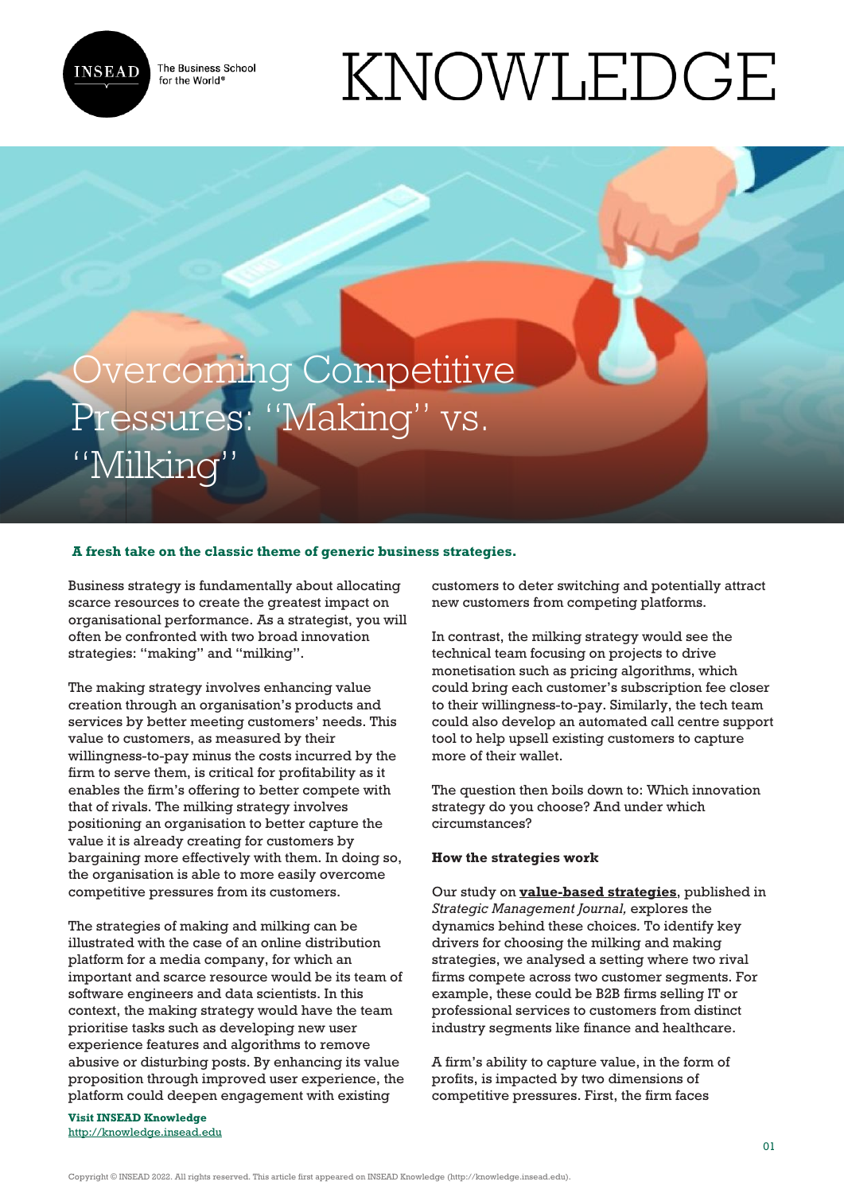# Overcoming Competitive Pressures: "Making" vs. "Milking"

**A fresh take on the classic theme of generic business strategies.**

Business strategy is fundamentally about allocating scarce resources to create the greatest impact on organisational performance. As a strategist, you will often be confronted with two broad innovation strategies: "making" and "milking".

The making strategy involves enhancing value creation through an organisation's products and services by better meeting customers' needs. This value to customers, as measured by their willingness-to-pay minus the costs incurred by the firm to serve them, is critical for profitability as it enables the firm's offering to better compete with that of rivals. The milking strategy involves positioning an organisation to better capture the value it is already creating for customers by bargaining more effectively with them. In doing so, the organisation is able to more easily overcome competitive pressures from its customers.

The strategies of making and milking can be illustrated with the case of an online distribution platform for a media company, for which an important and scarce resource would be its team of software engineers and data scientists. In this context, the making strategy would have the team prioritise tasks such as developing new user experience features and algorithms to remove abusive or disturbing posts. By enhancing its value proposition through improved user experience, the platform could deepen engagement with existing customers to deter switching and potentially attract new customers from competing platforms.

In contrast, the milking strategy would see the technical team focusing on projects to drive monetisation such as pricing algorithms, which could bring each customer's subscription fee closer to their willingness-to-pay. Similarly, the tech team could also develop an automated call centre support tool to help upsell existing customers to capture more of their wallet.

The question then boils down to: Which innovation strategy do you choose? And under which circumstances?

### How the strategies work

Our study on **value-based strategies**, published in *Strategic Management Journal,* explores the dynamics behind these choices. To identify key drivers for choosing the milking and making strategies, we analysed a setting where two rival firms compete across two customer segments. For example, these could be B2B firms selling IT or professional services to customers from distinct industry segments like finance and healthcare.

A firm's ability to capture value, in the form of profits, is impacted by two dimensions of competitive pressures. First, the firm faces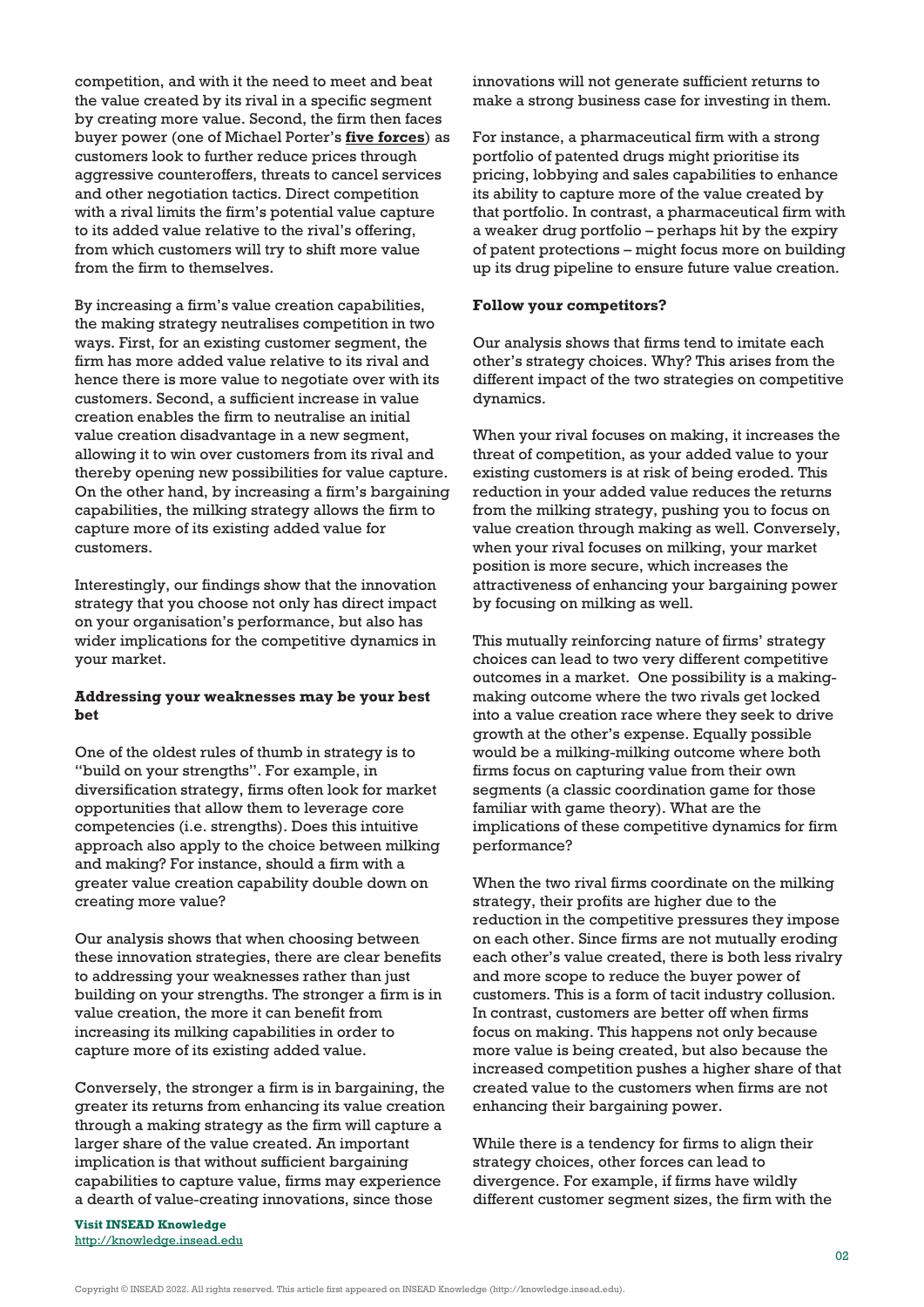competition, and with it the need to meet and beat the value created by its rival in a specific segment by creating more value. Second, the firm then faces buyer power (one of Michael Porter's **five forces**) as customers look to further reduce prices through aggressive counteroffers, threats to cancel services and other negotiation tactics. Direct competition with a rival limits the firm's potential value capture to its added value relative to the rival's offering, from which customers will try to shift more value from the firm to themselves.

By increasing a firm's value creation capabilities, the making strategy neutralises competition in two ways. First, for an existing customer segment, the firm has more added value relative to its rival and hence there is more value to negotiate over with its customers. Second, a sufficient increase in value creation enables the firm to neutralise an initial value creation disadvantage in a new segment, allowing it to win over customers from its rival and thereby opening new possibilities for value capture. On the other hand, by increasing a firm's bargaining capabilities, the milking strategy allows the firm to capture more of its existing added value for customers.

Interestingly, our findings show that the innovation strategy that you choose not only has direct impact on your organisation's performance, but also has wider implications for the competitive dynamics in your market.

**Addressing your weaknesses may be your best bet**

One of the oldest rules of thumb in strategy is to "build on your strengths". For example, in diversification strategy, firms often look for market opportunities that allow them to leverage core competencies (i.e. strengths). Does this intuitive approach also apply to the choice between milking and making? For instance, should a firm with a greater value creation capability double down on creating more value?

Our analysis shows that when choosing between these innovation strategies, there are clear benefits to addressing your weaknesses rather than just building on your strengths. The stronger a firm is in value creation, the more it can benefit from increasing its milking capabilities in order to capture more of its existing added value.

Conversely, the stronger a firm is in bargaining, the greater its returns from enhancing its value creation through a making strategy as the firm will capture a larger share of the value created. An important implication is that without sufficient bargaining capabilities to capture value, firms may experience a dearth of value-creating innovations, since those innovations will not generate sufficient returns to make a strong business case for investing in them.

For instance, a pharmaceutical firm with a strong portfolio of patented drugs might prioritise its pricing, lobbying and sales capabilities to enhance its ability to capture more of the value created by that portfolio. In contrast, a pharmaceutical firm with a weaker drug portfolio – perhaps hit by the expiry of patent protections – might focus more on building up its drug pipeline to ensure future value creation.

**Follow your competitors?**

Our analysis shows that firms tend to imitate each other's strategy choices. Why? This arises from the different impact of the two strategies on competitive dynamics.

When your rival focuses on making, it increases the threat of competition, as your added value to your existing customers is at risk of being eroded. This reduction in your added value reduces the returns from the milking strategy, pushing you to focus on value creation through making as well. Conversely, when your rival focuses on milking, your market position is more secure, which increases the attractiveness of enhancing your bargaining power by focusing on milking as well.

This mutually reinforcing nature of firms' strategy choices can lead to two very different competitive outcomes in a market. One possibility is a making-making outcome where the two rivals get locked into a value creation race where they seek to drive growth at the other's expense. Equally possible would be a milking-milking outcome where both firms focus on capturing value from their own segments (a classic coordination game for those familiar with game theory). What are the implications of these competitive dynamics for firm performance?

When the two rival firms coordinate on the milking strategy, their profits are higher due to the reduction in the competitive pressures they impose on each other. Since firms are not mutually eroding each other's value created, there is both less rivalry and more scope to reduce the buyer power of customers. This is a form of tacit industry collusion. In contrast, customers are better off when firms focus on making. This happens not only because more value is being created, but also because the increased competition pushes a higher share of that created value to the customers when firms are not enhancing their bargaining power.

While there is a tendency for firms to align their strategy choices, other forces can lead to divergence. For example, if firms have wildly different customer segment sizes, the firm with the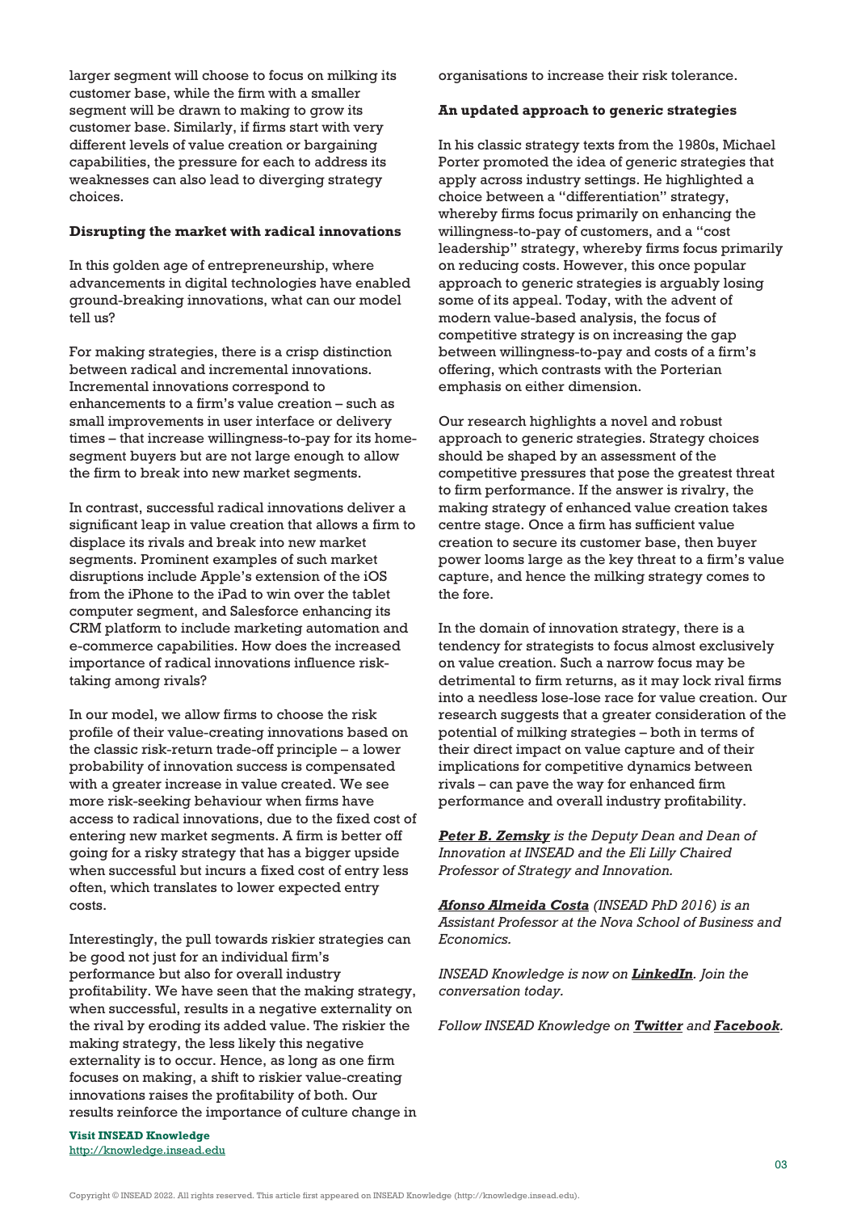larger segment will choose to focus on milking its customer base, while the firm with a smaller segment will be drawn to making to grow its customer base. Similarly, if firms start with very different levels of value creation or bargaining capabilities, the pressure for each to address its weaknesses can also lead to diverging strategy choices.

**Disrupting the market with radical innovations**

In this golden age of entrepreneurship, where advancements in digital technologies have enabled ground-breaking innovations, what can our model tell us?

For making strategies, there is a crisp distinction between radical and incremental innovations. Incremental innovations correspond to enhancements to a firm's value creation – such as small improvements in user interface or delivery times – that increase willingness-to-pay for its home-segment buyers but are not large enough to allow the firm to break into new market segments.

In contrast, successful radical innovations deliver a significant leap in value creation that allows a firm to displace its rivals and break into new market segments. Prominent examples of such market disruptions include Apple's extension of the iOS from the iPhone to the iPad to win over the tablet computer segment, and Salesforce enhancing its CRM platform to include marketing automation and e-commerce capabilities. How does the increased importance of radical innovations influence risk-taking among rivals?

In our model, we allow firms to choose the risk profile of their value-creating innovations based on the classic risk-return trade-off principle – a lower probability of innovation success is compensated with a greater increase in value created. We see more risk-seeking behaviour when firms have access to radical innovations, due to the fixed cost of entering new market segments. A firm is better off going for a risky strategy that has a bigger upside when successful but incurs a fixed cost of entry less often, which translates to lower expected entry costs.

Interestingly, the pull towards riskier strategies can be good not just for an individual firm's performance but also for overall industry profitability. We have seen that the making strategy, when successful, results in a negative externality on the rival by eroding its added value. The riskier the making strategy, the less likely this negative externality is to occur. Hence, as long as one firm focuses on making, a shift to riskier value-creating innovations raises the profitability of both. Our results reinforce the importance of culture change in organisations to increase their risk tolerance.

**An updated approach to generic strategies**

In his classic strategy texts from the 1980s, Michael Porter promoted the idea of generic strategies that apply across industry settings. He highlighted a choice between a "differentiation" strategy, whereby firms focus primarily on enhancing the willingness-to-pay of customers, and a "cost leadership" strategy, whereby firms focus primarily on reducing costs. However, this once popular approach to generic strategies is arguably losing some of its appeal. Today, with the advent of modern value-based analysis, the focus of competitive strategy is on increasing the gap between willingness-to-pay and costs of a firm's offering, which contrasts with the Porterian emphasis on either dimension.

Our research highlights a novel and robust approach to generic strategies. Strategy choices should be shaped by an assessment of the competitive pressures that pose the greatest threat to firm performance. If the answer is rivalry, the making strategy of enhanced value creation takes centre stage. Once a firm has sufficient value creation to secure its customer base, then buyer power looms large as the key threat to a firm's value capture, and hence the milking strategy comes to the fore.

In the domain of innovation strategy, there is a tendency for strategists to focus almost exclusively on value creation. Such a narrow focus may be detrimental to firm returns, as it may lock rival firms into a needless lose-lose race for value creation. Our research suggests that a greater consideration of the potential of milking strategies – both in terms of their direct impact on value capture and of their implications for competitive dynamics between rivals – can pave the way for enhanced firm performance and overall industry profitability.

***Peter B. Zemsky*** *is the Deputy Dean and Dean of Innovation at INSEAD and the Eli Lilly Chaired Professor of Strategy and Innovation.*

***Afonso Almeida Costa*** *(INSEAD PhD 2016) is an Assistant Professor at the Nova School of Business and Economics.*

*INSEAD Knowledge is now on **LinkedIn**. Join the conversation today.*

*Follow INSEAD Knowledge on **Twitter** and **Facebook**.*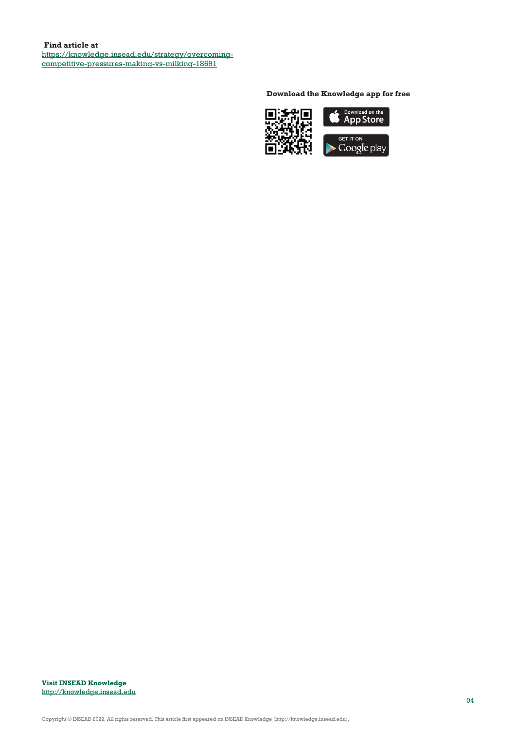**Find article at**
https://knowledge.insead.edu/strategy/overcoming-competitive-pressures-making-vs-milking-18691

**Download the Knowledge app for free**

**Visit INSEAD Knowledge**
http://knowledge.insead.edu

Copyright © INSEAD 2022. All rights reserved. This article first appeared on INSEAD Knowledge (http://knowledge.insead.edu).